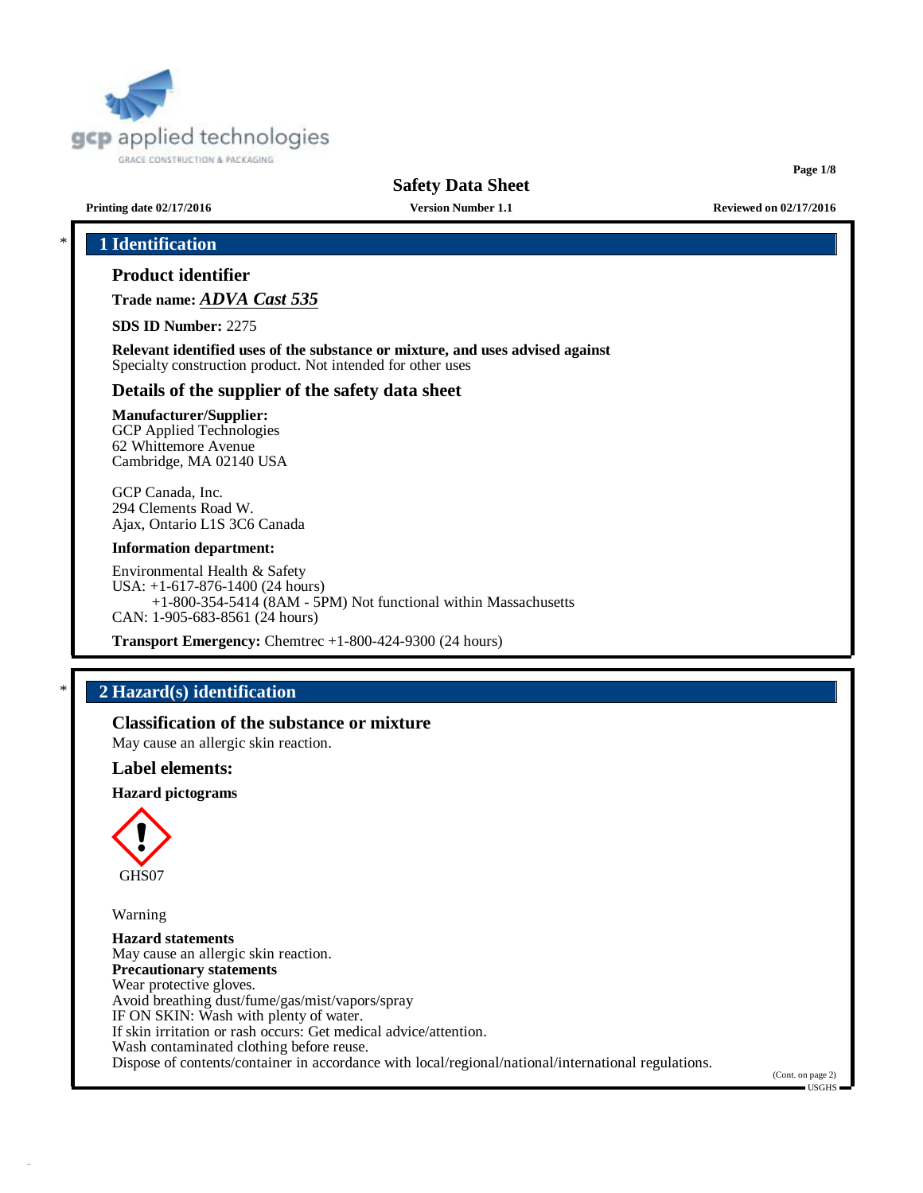# Safety Data Sheet

**Printing date 02/17/2016** | **Version Number 1.1** | **Reviewed on 02/17/2016**

## * 1 Identification

### Product identifier

**Trade name:** ***ADVA Cast 535***

**SDS ID Number:** 2275

**Relevant identified uses of the substance or mixture, and uses advised against**
Specialty construction product. Not intended for other uses

### Details of the supplier of the safety data sheet

**Manufacturer/Supplier:**
GCP Applied Technologies
62 Whittemore Avenue
Cambridge, MA 02140 USA

GCP Canada, Inc.
294 Clements Road W.
Ajax, Ontario L1S 3C6 Canada

**Information department:**

Environmental Health & Safety
USA: +1-617-876-1400 (24 hours)
+1-800-354-5414 (8AM - 5PM) Not functional within Massachusetts
CAN: 1-905-683-8561 (24 hours)

**Transport Emergency:** Chemtrec +1-800-424-9300 (24 hours)

## * 2 Hazard(s) identification

### Classification of the substance or mixture

May cause an allergic skin reaction.

### Label elements:

**Hazard pictograms**

GHS07

Warning

**Hazard statements**
May cause an allergic skin reaction.
**Precautionary statements**
Wear protective gloves.
Avoid breathing dust/fume/gas/mist/vapors/spray
IF ON SKIN: Wash with plenty of water.
If skin irritation or rash occurs: Get medical advice/attention.
Wash contaminated clothing before reuse.
Dispose of contents/container in accordance with local/regional/national/international regulations.

(Cont. on page 2)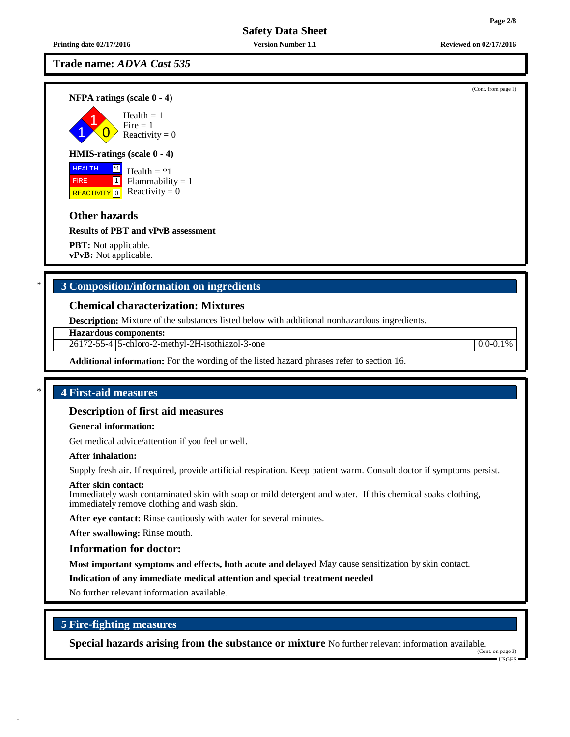## Trade name: *ADVA Cast 535*

(Cont. from page 1)

**NFPA ratings (scale 0 - 4)**

Health = 1
Fire = 1
Reactivity = 0

**HMIS-ratings (scale 0 - 4)**

| | |
|---|---|
| HEALTH | *1 |
| FIRE | 1 |
| REACTIVITY | 0 |

Health = *1
Flammability = 1
Reactivity = 0

### Other hazards

**Results of PBT and vPvB assessment**

**PBT:** Not applicable.
**vPvB:** Not applicable.

## * 3 Composition/information on ingredients

### Chemical characterization: Mixtures

**Description:** Mixture of the substances listed below with additional nonhazardous ingredients.

| Hazardous components: | | |
|---|---|---|
| 26172-55-4 | 5-chloro-2-methyl-2H-isothiazol-3-one | 0.0-0.1% |

**Additional information:** For the wording of the listed hazard phrases refer to section 16.

## * 4 First-aid measures

### Description of first aid measures

**General information:**

Get medical advice/attention if you feel unwell.

**After inhalation:**

Supply fresh air. If required, provide artificial respiration. Keep patient warm. Consult doctor if symptoms persist.

**After skin contact:**
Immediately wash contaminated skin with soap or mild detergent and water. If this chemical soaks clothing, immediately remove clothing and wash skin.

**After eye contact:** Rinse cautiously with water for several minutes.

**After swallowing:** Rinse mouth.

### Information for doctor:

**Most important symptoms and effects, both acute and delayed** May cause sensitization by skin contact.

**Indication of any immediate medical attention and special treatment needed**

No further relevant information available.

## 5 Fire-fighting measures

**Special hazards arising from the substance or mixture** No further relevant information available.

(Cont. on page 3)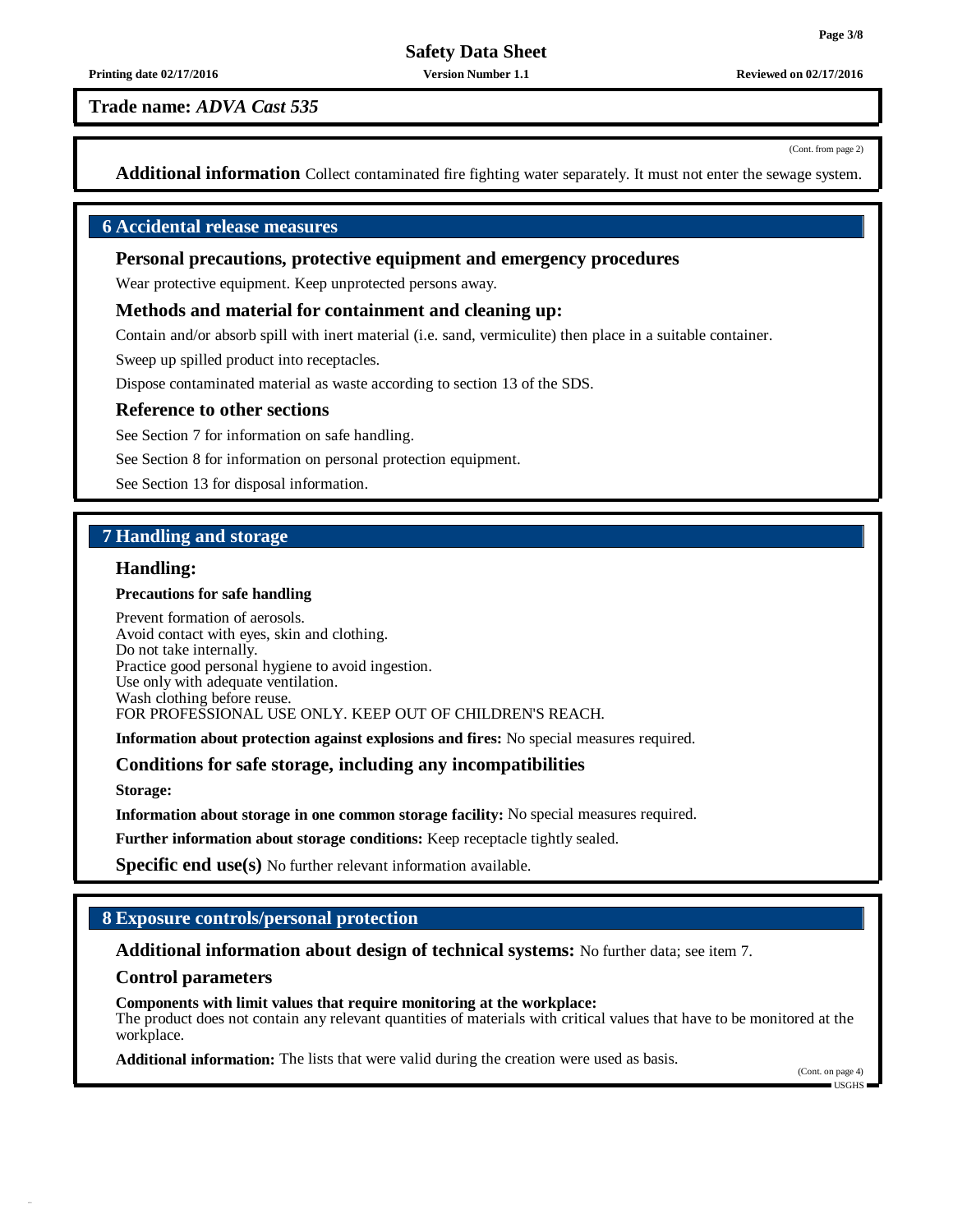**Trade name:** ***ADVA Cast 535***

(Cont. from page 2)

**Additional information** Collect contaminated fire fighting water separately. It must not enter the sewage system.

## 6 Accidental release measures

### Personal precautions, protective equipment and emergency procedures

Wear protective equipment. Keep unprotected persons away.

### Methods and material for containment and cleaning up:

Contain and/or absorb spill with inert material (i.e. sand, vermiculite) then place in a suitable container.

Sweep up spilled product into receptacles.

Dispose contaminated material as waste according to section 13 of the SDS.

### Reference to other sections

See Section 7 for information on safe handling.

See Section 8 for information on personal protection equipment.

See Section 13 for disposal information.

## 7 Handling and storage

### Handling:

**Precautions for safe handling**

Prevent formation of aerosols.
Avoid contact with eyes, skin and clothing.
Do not take internally.
Practice good personal hygiene to avoid ingestion.
Use only with adequate ventilation.
Wash clothing before reuse.
FOR PROFESSIONAL USE ONLY. KEEP OUT OF CHILDREN'S REACH.

**Information about protection against explosions and fires:** No special measures required.

### Conditions for safe storage, including any incompatibilities

**Storage:**

**Information about storage in one common storage facility:** No special measures required.

**Further information about storage conditions:** Keep receptacle tightly sealed.

**Specific end use(s)** No further relevant information available.

## 8 Exposure controls/personal protection

**Additional information about design of technical systems:** No further data; see item 7.

### Control parameters

**Components with limit values that require monitoring at the workplace:**
The product does not contain any relevant quantities of materials with critical values that have to be monitored at the workplace.

**Additional information:** The lists that were valid during the creation were used as basis.

(Cont. on page 4)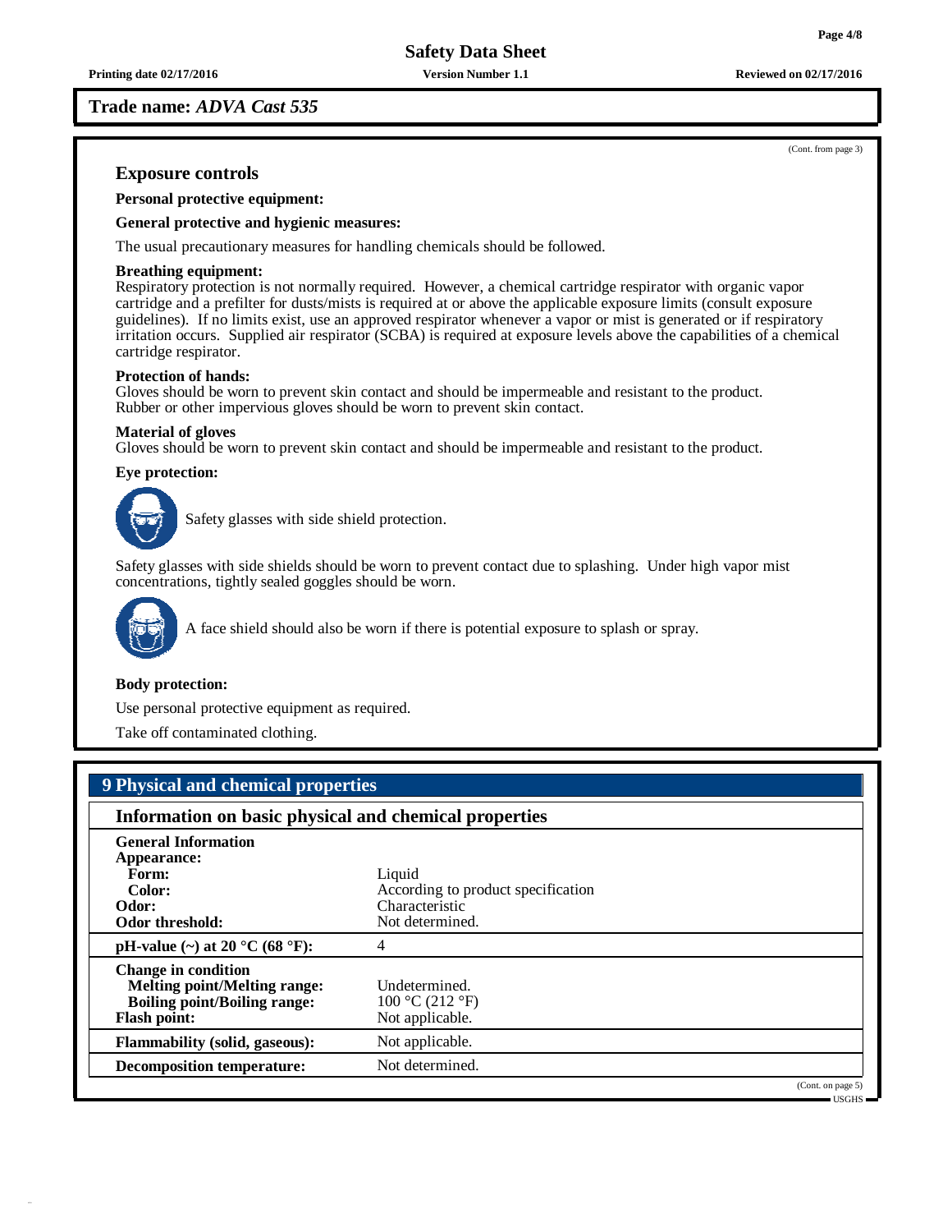**Trade name:** ***ADVA Cast 535***

(Cont. from page 3)

## Exposure controls

**Personal protective equipment:**

**General protective and hygienic measures:**

The usual precautionary measures for handling chemicals should be followed.

**Breathing equipment:**
Respiratory protection is not normally required. However, a chemical cartridge respirator with organic vapor cartridge and a prefilter for dusts/mists is required at or above the applicable exposure limits (consult exposure guidelines). If no limits exist, use an approved respirator whenever a vapor or mist is generated or if respiratory irritation occurs. Supplied air respirator (SCBA) is required at exposure levels above the capabilities of a chemical cartridge respirator.

**Protection of hands:**
Gloves should be worn to prevent skin contact and should be impermeable and resistant to the product.
Rubber or other impervious gloves should be worn to prevent skin contact.

**Material of gloves**
Gloves should be worn to prevent skin contact and should be impermeable and resistant to the product.

**Eye protection:**

Safety glasses with side shield protection.

Safety glasses with side shields should be worn to prevent contact due to splashing. Under high vapor mist concentrations, tightly sealed goggles should be worn.

A face shield should also be worn if there is potential exposure to splash or spray.

**Body protection:**

Use personal protective equipment as required.

Take off contaminated clothing.

## 9 Physical and chemical properties

### Information on basic physical and chemical properties

| | |
|---|---|
| **General Information** | |
| **Appearance:** | |
| **Form:** | Liquid |
| **Color:** | According to product specification |
| **Odor:** | Characteristic |
| **Odor threshold:** | Not determined. |
| **pH-value (~) at 20 °C (68 °F):** | 4 |
| **Change in condition** | |
| **Melting point/Melting range:** | Undetermined. |
| **Boiling point/Boiling range:** | 100 °C (212 °F) |
| **Flash point:** | Not applicable. |
| **Flammability (solid, gaseous):** | Not applicable. |
| **Decomposition temperature:** | Not determined. |

(Cont. on page 5)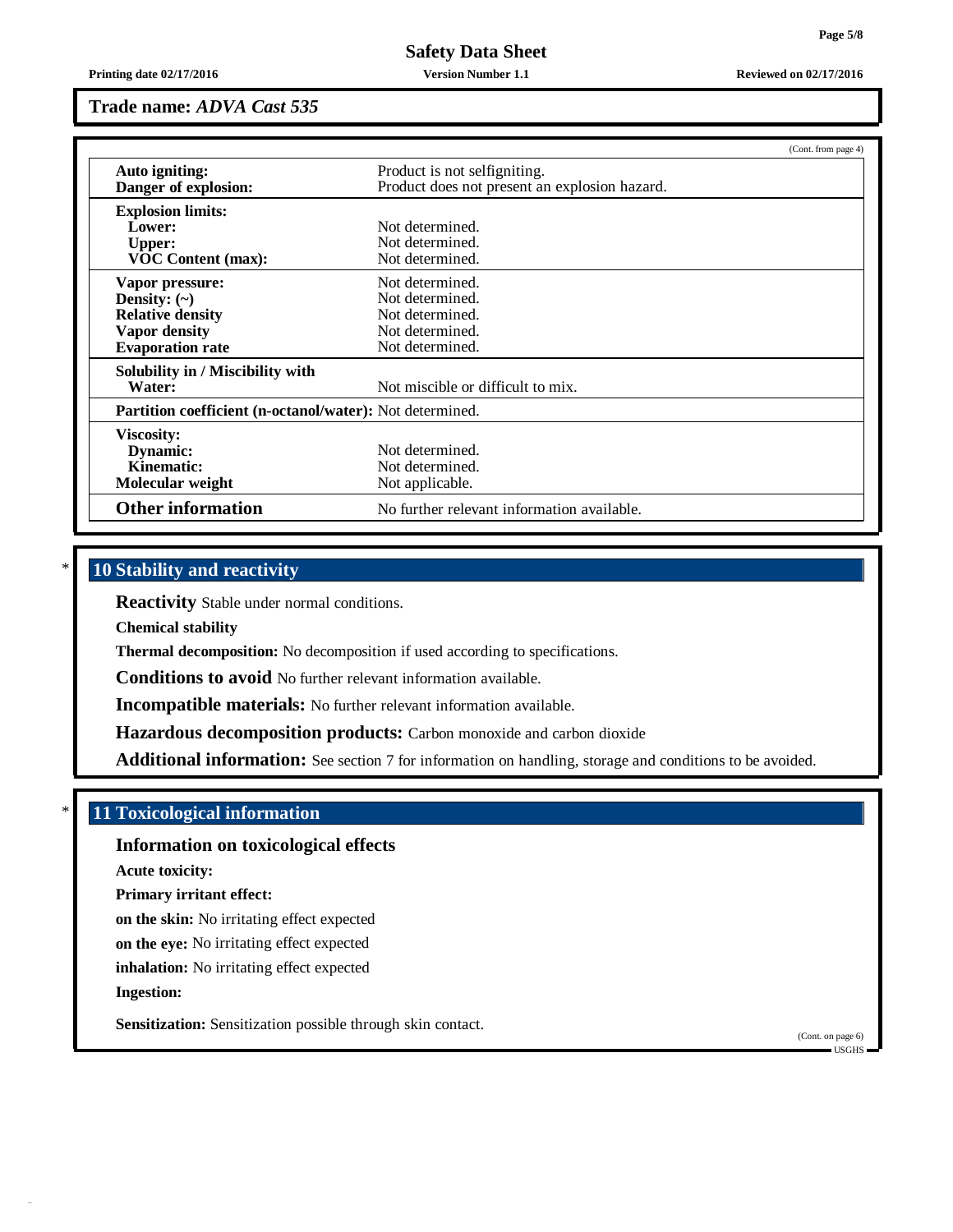Trade name: *ADVA Cast 535*

(Cont. from page 4)

| | |
|---|---|
| **Auto igniting:** | Product is not selfigniting. |
| **Danger of explosion:** | Product does not present an explosion hazard. |
| **Explosion limits:** | |
| **Lower:** | Not determined. |
| **Upper:** | Not determined. |
| **VOC Content (max):** | Not determined. |
| **Vapor pressure:** | Not determined. |
| **Density: (~)** | Not determined. |
| **Relative density** | Not determined. |
| **Vapor density** | Not determined. |
| **Evaporation rate** | Not determined. |
| **Solubility in / Miscibility with** | |
| **Water:** | Not miscible or difficult to mix. |
| **Partition coefficient (n-octanol/water):** | Not determined. |
| **Viscosity:** | |
| **Dynamic:** | Not determined. |
| **Kinematic:** | Not determined. |
| **Molecular weight** | Not applicable. |
| **Other information** | No further relevant information available. |

## * 10 Stability and reactivity

**Reactivity** Stable under normal conditions.

**Chemical stability**

**Thermal decomposition:** No decomposition if used according to specifications.

**Conditions to avoid** No further relevant information available.

**Incompatible materials:** No further relevant information available.

**Hazardous decomposition products:** Carbon monoxide and carbon dioxide

**Additional information:** See section 7 for information on handling, storage and conditions to be avoided.

## * 11 Toxicological information

### Information on toxicological effects

**Acute toxicity:**

**Primary irritant effect:**

**on the skin:** No irritating effect expected

**on the eye:** No irritating effect expected

**inhalation:** No irritating effect expected

**Ingestion:**

**Sensitization:** Sensitization possible through skin contact.

(Cont. on page 6)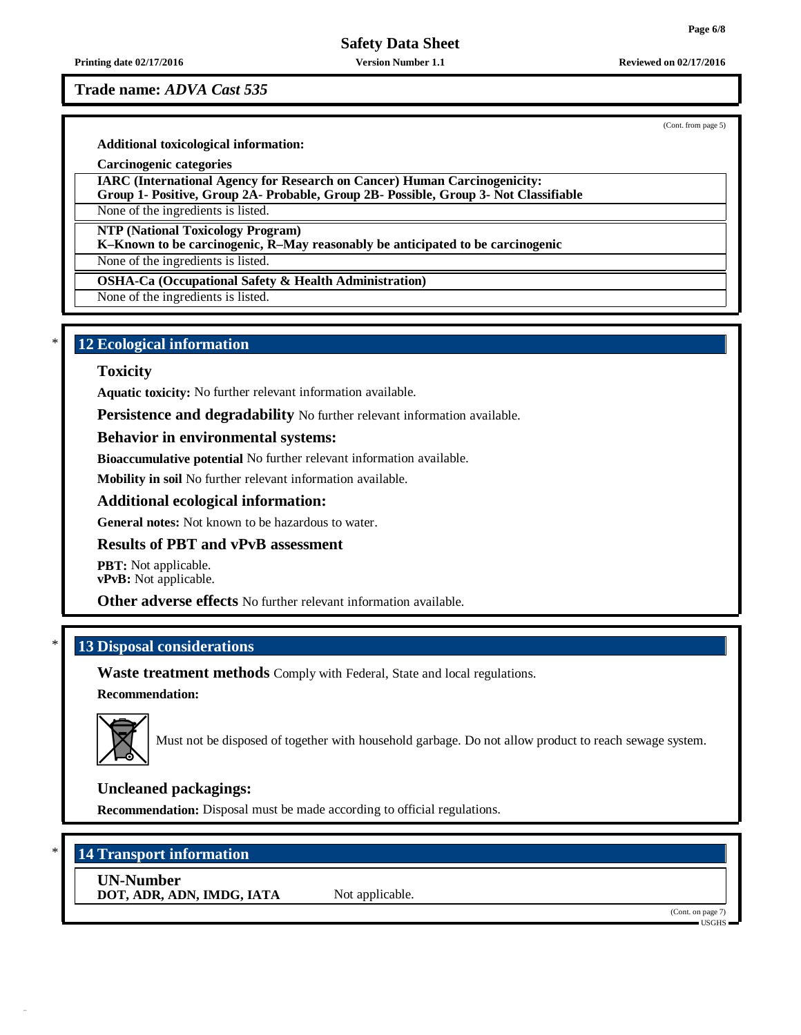**Trade name:** *ADVA Cast 535*

(Cont. from page 5)

**Additional toxicological information:**

**Carcinogenic categories**

| **IARC (International Agency for Research on Cancer) Human Carcinogenicity: Group 1- Positive, Group 2A- Probable, Group 2B- Possible, Group 3- Not Classifiable** |
|---|
| None of the ingredients is listed. |

| **NTP (National Toxicology Program) K–Known to be carcinogenic, R–May reasonably be anticipated to be carcinogenic** |
|---|
| None of the ingredients is listed. |

| **OSHA-Ca (Occupational Safety & Health Administration)** |
|---|
| None of the ingredients is listed. |

## * 12 Ecological information

### Toxicity

**Aquatic toxicity:** No further relevant information available.

**Persistence and degradability** No further relevant information available.

### Behavior in environmental systems:

**Bioaccumulative potential** No further relevant information available.

**Mobility in soil** No further relevant information available.

### Additional ecological information:

**General notes:** Not known to be hazardous to water.

### Results of PBT and vPvB assessment

**PBT:** Not applicable.
**vPvB:** Not applicable.

**Other adverse effects** No further relevant information available.

## * 13 Disposal considerations

**Waste treatment methods** Comply with Federal, State and local regulations.

**Recommendation:**

Must not be disposed of together with household garbage. Do not allow product to reach sewage system.

### Uncleaned packagings:

**Recommendation:** Disposal must be made according to official regulations.

## * 14 Transport information

**UN-Number**
**DOT, ADR, ADN, IMDG, IATA** Not applicable.

(Cont. on page 7)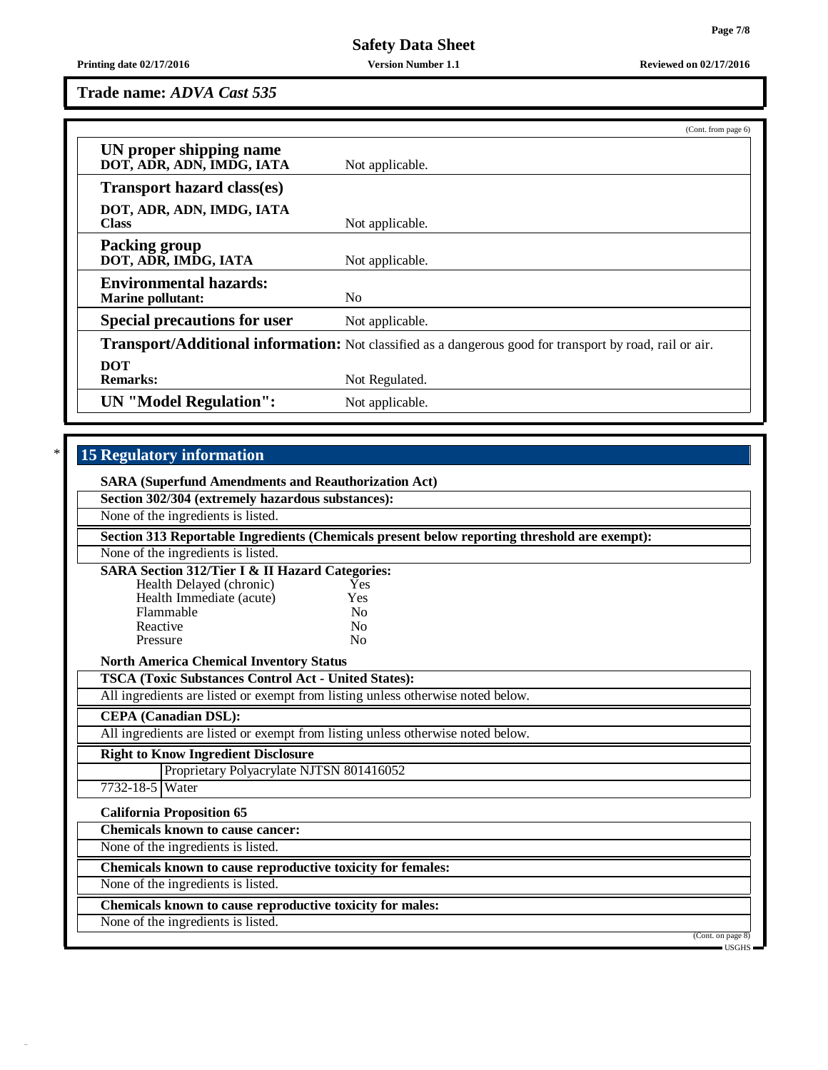**Trade name:** *ADVA Cast 535*

(Cont. from page 6)

| | |
|---|---|
| **UN proper shipping name DOT, ADR, ADN, IMDG, IATA** | Not applicable. |
| **Transport hazard class(es)** | |
| **DOT, ADR, ADN, IMDG, IATA Class** | Not applicable. |
| **Packing group DOT, ADR, IMDG, IATA** | Not applicable. |
| **Environmental hazards: Marine pollutant:** | No |
| **Special precautions for user** | Not applicable. |
| **Transport/Additional information:** | Not classified as a dangerous good for transport by road, rail or air. |
| **DOT Remarks:** | Not Regulated. |
| **UN "Model Regulation":** | Not applicable. |

\* 

## 15 Regulatory information

**SARA (Superfund Amendments and Reauthorization Act)**

**Section 302/304 (extremely hazardous substances):**

None of the ingredients is listed.

**Section 313 Reportable Ingredients (Chemicals present below reporting threshold are exempt):**

None of the ingredients is listed.

**SARA Section 312/Tier I & II Hazard Categories:**

| | |
|---|---|
| Health Delayed (chronic) | Yes |
| Health Immediate (acute) | Yes |
| Flammable | No |
| Reactive | No |
| Pressure | No |

**North America Chemical Inventory Status**

**TSCA (Toxic Substances Control Act - United States):**

All ingredients are listed or exempt from listing unless otherwise noted below.

**CEPA (Canadian DSL):**

All ingredients are listed or exempt from listing unless otherwise noted below.

**Right to Know Ingredient Disclosure**

| | |
|---|---|
| | Proprietary Polyacrylate NJTSN 801416052 |
| 7732-18-5 | Water |

**California Proposition 65**

**Chemicals known to cause cancer:**

None of the ingredients is listed.

**Chemicals known to cause reproductive toxicity for females:**

None of the ingredients is listed.

**Chemicals known to cause reproductive toxicity for males:**

None of the ingredients is listed.

(Cont. on page 8)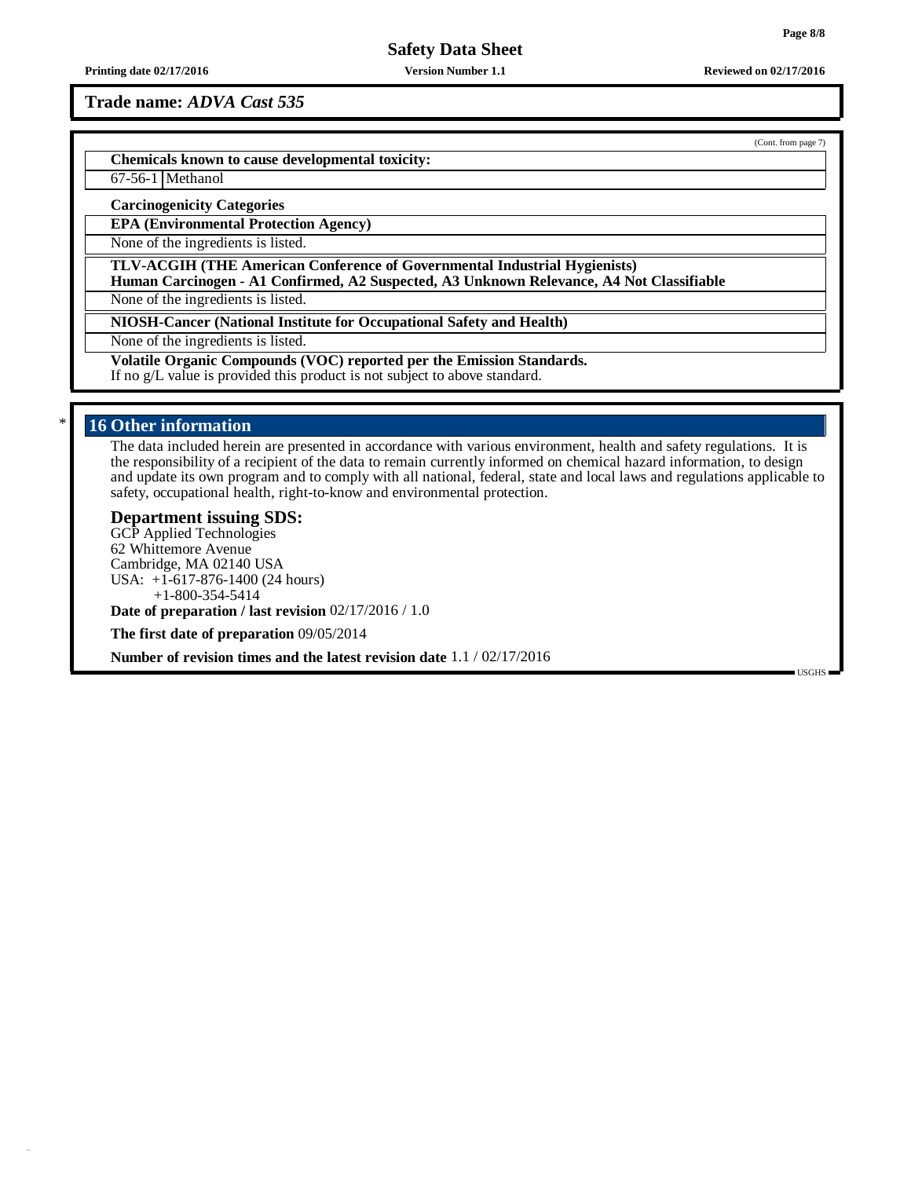**Trade name:** ***ADVA Cast 535***

(Cont. from page 7)

**Chemicals known to cause developmental toxicity:**

| | |
|---|---|
| 67-56-1 | Methanol |

**Carcinogenicity Categories**

**EPA (Environmental Protection Agency)**

None of the ingredients is listed.

**TLV-ACGIH (THE American Conference of Governmental Industrial Hygienists)**
**Human Carcinogen - A1 Confirmed, A2 Suspected, A3 Unknown Relevance, A4 Not Classifiable**

None of the ingredients is listed.

**NIOSH-Cancer (National Institute for Occupational Safety and Health)**

None of the ingredients is listed.

**Volatile Organic Compounds (VOC) reported per the Emission Standards.**
If no g/L value is provided this product is not subject to above standard.

## * 16 Other information

The data included herein are presented in accordance with various environment, health and safety regulations. It is the responsibility of a recipient of the data to remain currently informed on chemical hazard information, to design and update its own program and to comply with all national, federal, state and local laws and regulations applicable to safety, occupational health, right-to-know and environmental protection.

### Department issuing SDS:

GCP Applied Technologies
62 Whittemore Avenue
Cambridge, MA 02140 USA
USA: +1-617-876-1400 (24 hours)
+1-800-354-5414

**Date of preparation / last revision** 02/17/2016 / 1.0

**The first date of preparation** 09/05/2014

**Number of revision times and the latest revision date** 1.1 / 02/17/2016

USGHS